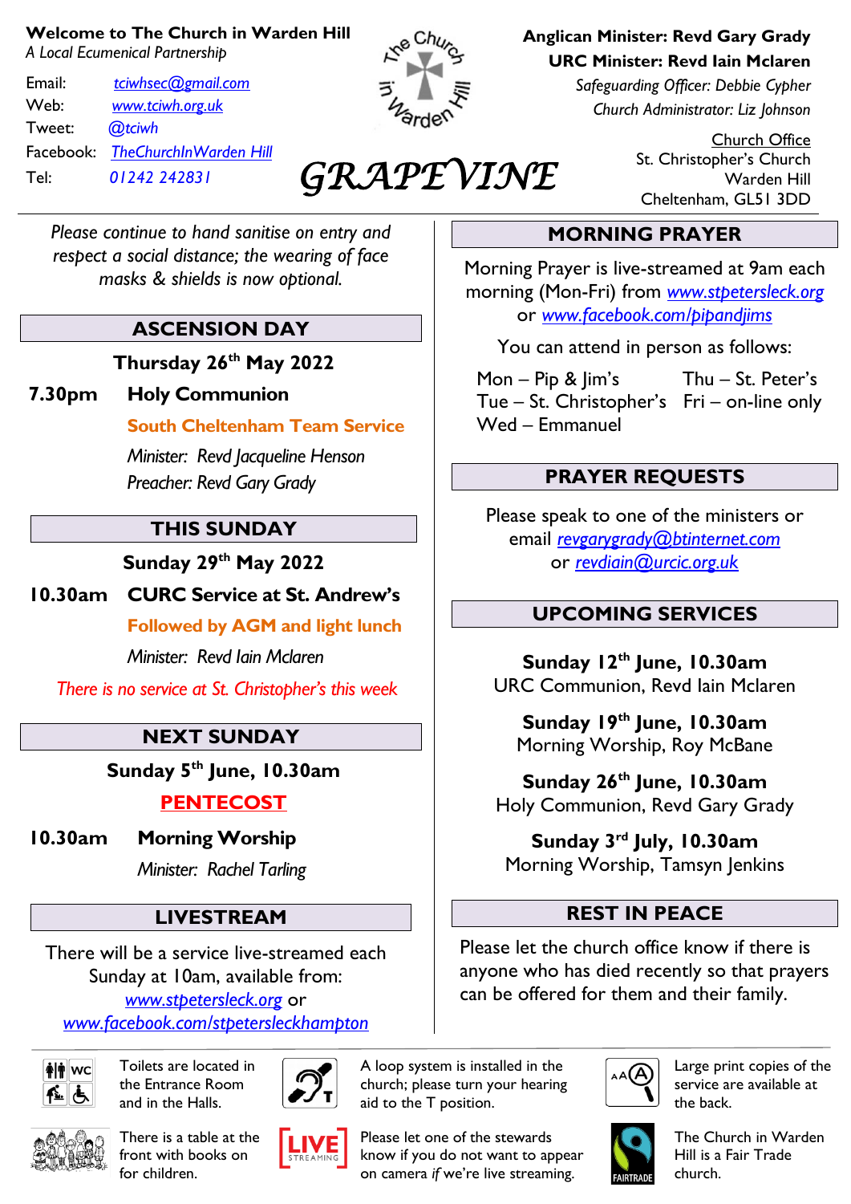**Welcome to The Church in Warden Hill**
*A Local Ecumenical Partnership*

Email: *tciwhsec@gmail.com*
Web: *www.tciwh.org.uk*
Tweet: *@tciwh*
Facebook: *TheChurchInWarden Hill*
Tel: *01242 242831*

# GRAPEVINE

**Anglican Minister: Revd Gary Grady**
**URC Minister: Revd Iain Mclaren**
*Safeguarding Officer: Debbie Cypher*
*Church Administrator: Liz Johnson*

Church Office
St. Christopher's Church
Warden Hill
Cheltenham, GL51 3DD

*Please continue to hand sanitise on entry and respect a social distance; the wearing of face masks & shields is now optional.*

## ASCENSION DAY

**Thursday 26th May 2022**

**7.30pm Holy Communion**

**South Cheltenham Team Service**

*Minister: Revd Jacqueline Henson*
*Preacher: Revd Gary Grady*

## THIS SUNDAY

**Sunday 29th May 2022**

**10.30am CURC Service at St. Andrew's**

**Followed by AGM and light lunch**

*Minister: Revd Iain Mclaren*

*There is no service at St. Christopher's this week*

## NEXT SUNDAY

**Sunday 5th June, 10.30am**

**PENTECOST**

**10.30am Morning Worship**

*Minister: Rachel Tarling*

## LIVESTREAM

There will be a service live-streamed each Sunday at 10am, available from: *www.stpetersleck.org* or *www.facebook.com/stpeterslecknampton*

## MORNING PRAYER

Morning Prayer is live-streamed at 9am each morning (Mon-Fri) from *www.stpetersleck.org* or *www.facebook.com/pipandjims*

You can attend in person as follows:

Mon – Pip & Jim's
Tue – St. Christopher's
Wed – Emmanuel
Thu – St. Peter's
Fri – on-line only

## PRAYER REQUESTS

Please speak to one of the ministers or email *revgarygrady@btinternet.com* or *revdiain@urcic.org.uk*

## UPCOMING SERVICES

**Sunday 12th June, 10.30am**
URC Communion, Revd Iain Mclaren

**Sunday 19th June, 10.30am**
Morning Worship, Roy McBane

**Sunday 26th June, 10.30am**
Holy Communion, Revd Gary Grady

**Sunday 3rd July, 10.30am**
Morning Worship, Tamsyn Jenkins

## REST IN PEACE

Please let the church office know if there is anyone who has died recently so that prayers can be offered for them and their family.

---

Toilets are located in the Entrance Room and in the Halls.

A loop system is installed in the church; please turn your hearing aid to the T position.

Large print copies of the service are available at the back.

There is a table at the front with books on for children.

Please let one of the stewards know if you do not want to appear on camera *if* we're live streaming.

The Church in Warden Hill is a Fair Trade church.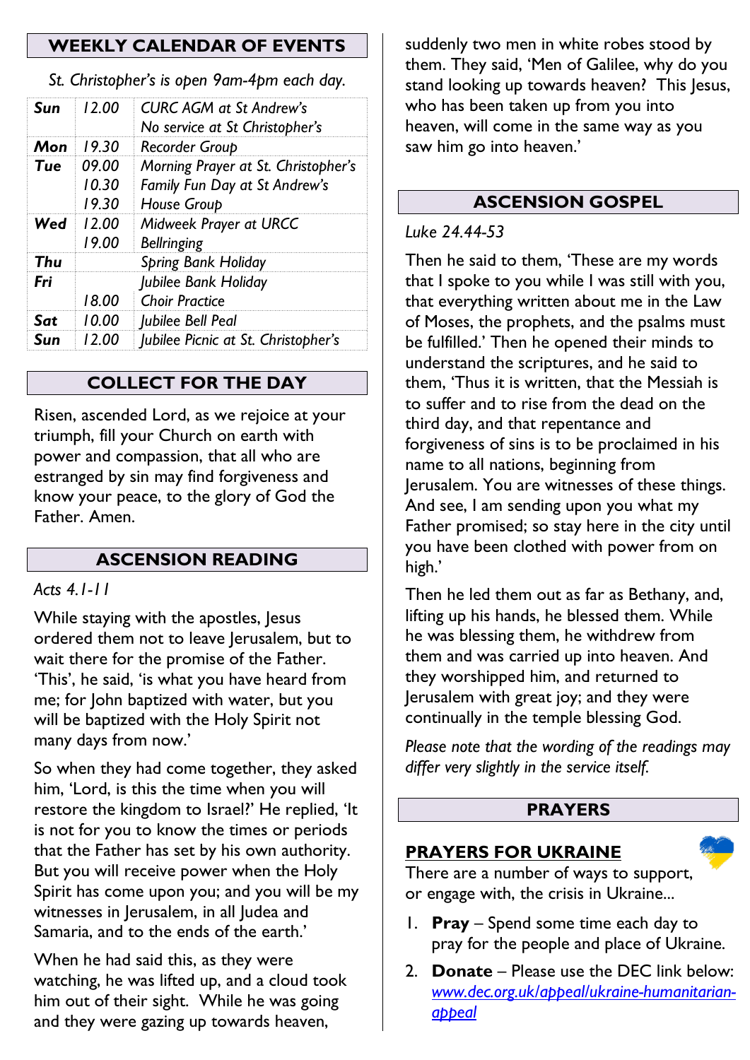## WEEKLY CALENDAR OF EVENTS

*St. Christopher's is open 9am-4pm each day.*

| | | |
|---|---|---|
| **Sun** | *12.00* | *CURC AGM at St Andrew's* |
| | | *No service at St Christopher's* |
| **Mon** | *19.30* | *Recorder Group* |
| **Tue** | *09.00* | *Morning Prayer at St. Christopher's* |
| | *10.30* | *Family Fun Day at St Andrew's* |
| | *19.30* | *House Group* |
| **Wed** | *12.00* | *Midweek Prayer at URCC* |
| | *19.00* | *Bellringing* |
| **Thu** | | *Spring Bank Holiday* |
| **Fri** | | *Jubilee Bank Holiday* |
| | *18.00* | *Choir Practice* |
| **Sat** | *10.00* | *Jubilee Bell Peal* |
| **Sun** | *12.00* | *Jubilee Picnic at St. Christopher's* |

## COLLECT FOR THE DAY

Risen, ascended Lord, as we rejoice at your triumph, fill your Church on earth with power and compassion, that all who are estranged by sin may find forgiveness and know your peace, to the glory of God the Father. Amen.

## ASCENSION READING

*Acts 4.1-11*

While staying with the apostles, Jesus ordered them not to leave Jerusalem, but to wait there for the promise of the Father. 'This', he said, 'is what you have heard from me; for John baptized with water, but you will be baptized with the Holy Spirit not many days from now.'

So when they had come together, they asked him, 'Lord, is this the time when you will restore the kingdom to Israel?' He replied, 'It is not for you to know the times or periods that the Father has set by his own authority. But you will receive power when the Holy Spirit has come upon you; and you will be my witnesses in Jerusalem, in all Judea and Samaria, and to the ends of the earth.'

When he had said this, as they were watching, he was lifted up, and a cloud took him out of their sight. While he was going and they were gazing up towards heaven, suddenly two men in white robes stood by them. They said, 'Men of Galilee, why do you stand looking up towards heaven? This Jesus, who has been taken up from you into heaven, will come in the same way as you saw him go into heaven.'

## ASCENSION GOSPEL

*Luke 24.44-53*

Then he said to them, 'These are my words that I spoke to you while I was still with you, that everything written about me in the Law of Moses, the prophets, and the psalms must be fulfilled.' Then he opened their minds to understand the scriptures, and he said to them, 'Thus it is written, that the Messiah is to suffer and to rise from the dead on the third day, and that repentance and forgiveness of sins is to be proclaimed in his name to all nations, beginning from Jerusalem. You are witnesses of these things. And see, I am sending upon you what my Father promised; so stay here in the city until you have been clothed with power from on high.'

Then he led them out as far as Bethany, and, lifting up his hands, he blessed them. While he was blessing them, he withdrew from them and was carried up into heaven. And they worshipped him, and returned to Jerusalem with great joy; and they were continually in the temple blessing God.

*Please note that the wording of the readings may differ very slightly in the service itself.*

## PRAYERS

### PRAYERS FOR UKRAINE

There are a number of ways to support, or engage with, the crisis in Ukraine...

1. **Pray** – Spend some time each day to pray for the people and place of Ukraine.
2. **Donate** – Please use the DEC link below: *www.dec.org.uk/appeal/ukraine-humanitarian-appeal*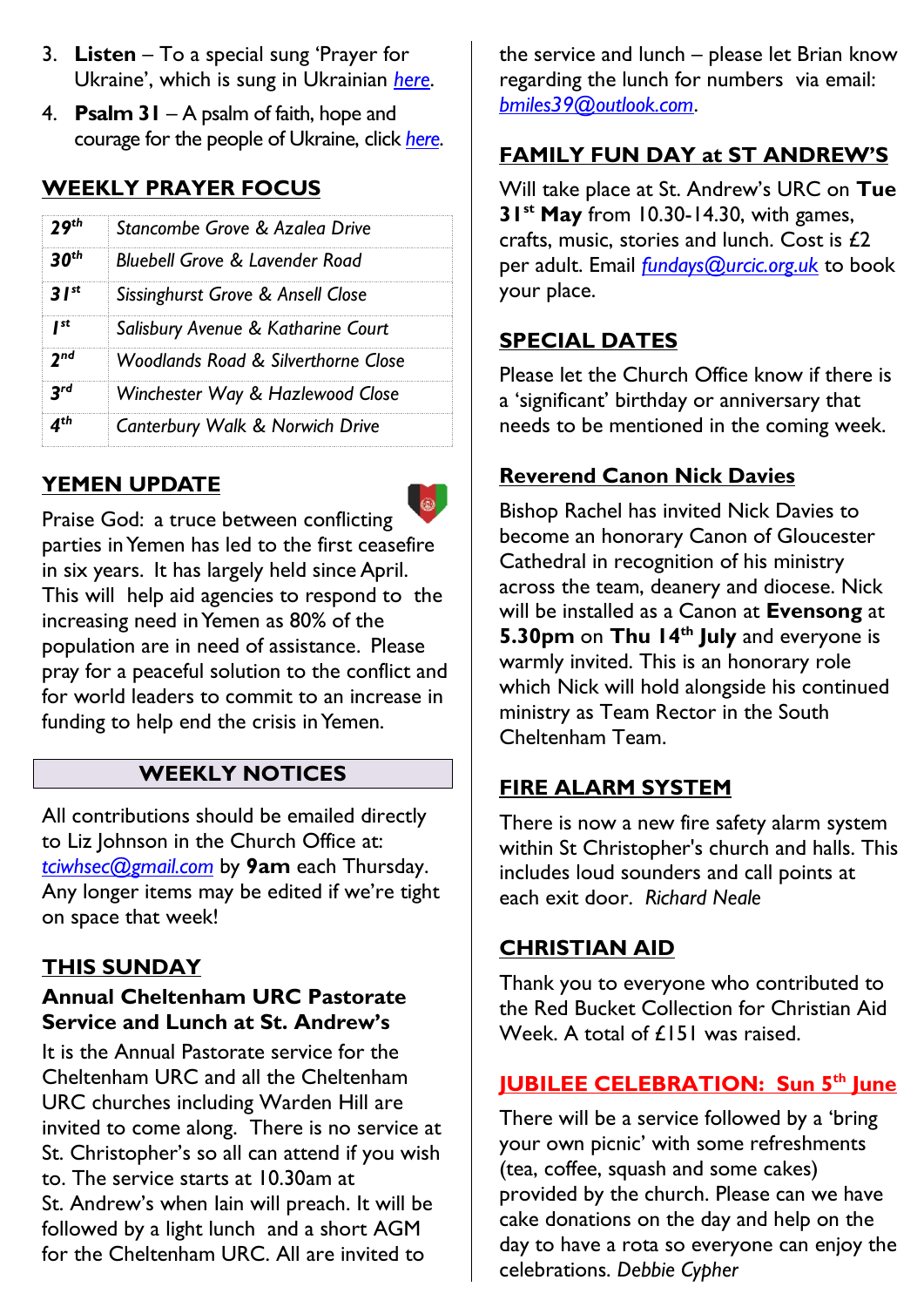3. **Listen** – To a special sung 'Prayer for Ukraine', which is sung in Ukrainian *here*.
4. **Psalm 31** – A psalm of faith, hope and courage for the people of Ukraine, click *here*.

## WEEKLY PRAYER FOCUS

| | |
|---|---|
| **29th** | *Stancombe Grove & Azalea Drive* |
| **30th** | *Bluebell Grove & Lavender Road* |
| **31st** | *Sissinghurst Grove & Ansell Close* |
| **1st** | *Salisbury Avenue & Katharine Court* |
| **2nd** | *Woodlands Road & Silverthorne Close* |
| **3rd** | *Winchester Way & Hazlewood Close* |
| **4th** | *Canterbury Walk & Norwich Drive* |

## YEMEN UPDATE

Praise God: a truce between conflicting parties in Yemen has led to the first ceasefire in six years. It has largely held since April. This will help aid agencies to respond to the increasing need in Yemen as 80% of the population are in need of assistance. Please pray for a peaceful solution to the conflict and for world leaders to commit to an increase in funding to help end the crisis in Yemen.

## WEEKLY NOTICES

All contributions should be emailed directly to Liz Johnson in the Church Office at: *tciwhsec@gmail.com* by **9am** each Thursday. Any longer items may be edited if we're tight on space that week!

## THIS SUNDAY

### Annual Cheltenham URC Pastorate Service and Lunch at St. Andrew's

It is the Annual Pastorate service for the Cheltenham URC and all the Cheltenham URC churches including Warden Hill are invited to come along. There is no service at St. Christopher's so all can attend if you wish to. The service starts at 10.30am at St. Andrew's when Iain will preach. It will be followed by a light lunch and a short AGM for the Cheltenham URC. All are invited to the service and lunch – please let Brian know regarding the lunch for numbers via email: *bmiles39@outlook.com*.

## FAMILY FUN DAY at ST ANDREW'S

Will take place at St. Andrew's URC on **Tue 31st May** from 10.30-14.30, with games, crafts, music, stories and lunch. Cost is £2 per adult. Email *fundays@urcic.org.uk* to book your place.

## SPECIAL DATES

Please let the Church Office know if there is a 'significant' birthday or anniversary that needs to be mentioned in the coming week.

## Reverend Canon Nick Davies

Bishop Rachel has invited Nick Davies to become an honorary Canon of Gloucester Cathedral in recognition of his ministry across the team, deanery and diocese. Nick will be installed as a Canon at **Evensong** at **5.30pm** on **Thu 14th July** and everyone is warmly invited. This is an honorary role which Nick will hold alongside his continued ministry as Team Rector in the South Cheltenham Team.

## FIRE ALARM SYSTEM

There is now a new fire safety alarm system within St Christopher's church and halls. This includes loud sounders and call points at each exit door. *Richard Neale*

## CHRISTIAN AID

Thank you to everyone who contributed to the Red Bucket Collection for Christian Aid Week. A total of £151 was raised.

## JUBILEE CELEBRATION: Sun 5th June

There will be a service followed by a 'bring your own picnic' with some refreshments (tea, coffee, squash and some cakes) provided by the church. Please can we have cake donations on the day and help on the day to have a rota so everyone can enjoy the celebrations. *Debbie Cypher*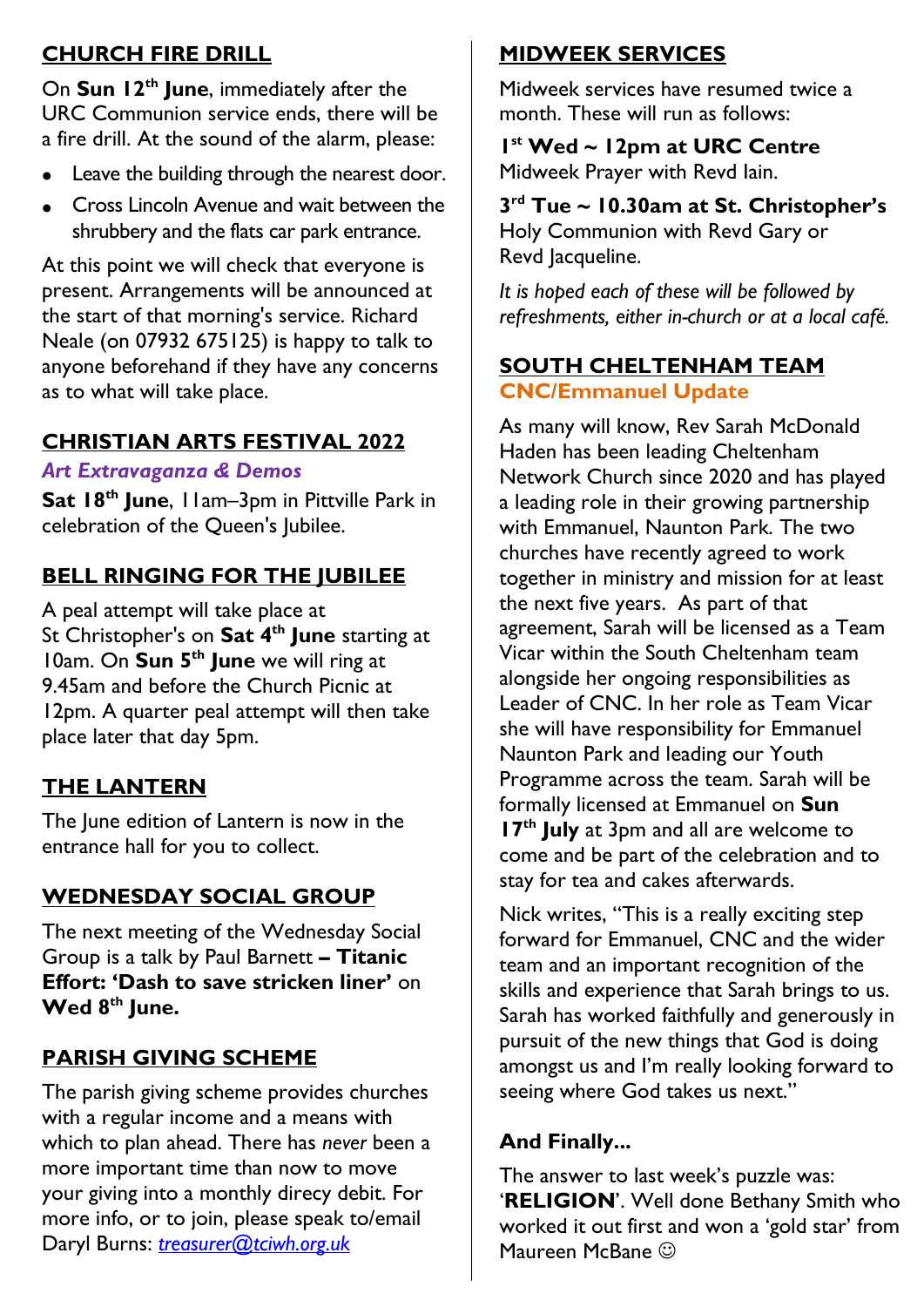## CHURCH FIRE DRILL

On **Sun 12th June**, immediately after the URC Communion service ends, there will be a fire drill. At the sound of the alarm, please:

- Leave the building through the nearest door.
- Cross Lincoln Avenue and wait between the shrubbery and the flats car park entrance.

At this point we will check that everyone is present. Arrangements will be announced at the start of that morning's service. Richard Neale (on 07932 675125) is happy to talk to anyone beforehand if they have any concerns as to what will take place.

## CHRISTIAN ARTS FESTIVAL 2022

***Art Extravaganza & Demos***

**Sat 18th June**, 11am–3pm in Pittville Park in celebration of the Queen's Jubilee.

## BELL RINGING FOR THE JUBILEE

A peal attempt will take place at St Christopher's on **Sat 4th June** starting at 10am. On **Sun 5th June** we will ring at 9.45am and before the Church Picnic at 12pm. A quarter peal attempt will then take place later that day 5pm.

## THE LANTERN

The June edition of Lantern is now in the entrance hall for you to collect.

## WEDNESDAY SOCIAL GROUP

The next meeting of the Wednesday Social Group is a talk by Paul Barnett **– Titanic Effort: 'Dash to save stricken liner'** on **Wed 8th June.**

## PARISH GIVING SCHEME

The parish giving scheme provides churches with a regular income and a means with which to plan ahead. There has *never* been a more important time than now to move your giving into a monthly direcy debit. For more info, or to join, please speak to/email Daryl Burns: *treasurer@tciwh.org.uk*

## MIDWEEK SERVICES

Midweek services have resumed twice a month. These will run as follows:

**1st Wed ~ 12pm at URC Centre**
Midweek Prayer with Revd Iain.

**3rd Tue ~ 10.30am at St. Christopher's**
Holy Communion with Revd Gary or Revd Jacqueline.

*It is hoped each of these will be followed by refreshments, either in-church or at a local café.*

## SOUTH CHELTENHAM TEAM

### CNC/Emmanuel Update

As many will know, Rev Sarah McDonald Haden has been leading Cheltenham Network Church since 2020 and has played a leading role in their growing partnership with Emmanuel, Naunton Park. The two churches have recently agreed to work together in ministry and mission for at least the next five years. As part of that agreement, Sarah will be licensed as a Team Vicar within the South Cheltenham team alongside her ongoing responsibilities as Leader of CNC. In her role as Team Vicar she will have responsibility for Emmanuel Naunton Park and leading our Youth Programme across the team. Sarah will be formally licensed at Emmanuel on **Sun 17th July** at 3pm and all are welcome to come and be part of the celebration and to stay for tea and cakes afterwards.

Nick writes, "This is a really exciting step forward for Emmanuel, CNC and the wider team and an important recognition of the skills and experience that Sarah brings to us. Sarah has worked faithfully and generously in pursuit of the new things that God is doing amongst us and I'm really looking forward to seeing where God takes us next."

### And Finally...

The answer to last week's puzzle was: '**RELIGION**'. Well done Bethany Smith who worked it out first and won a 'gold star' from Maureen McBane ☺